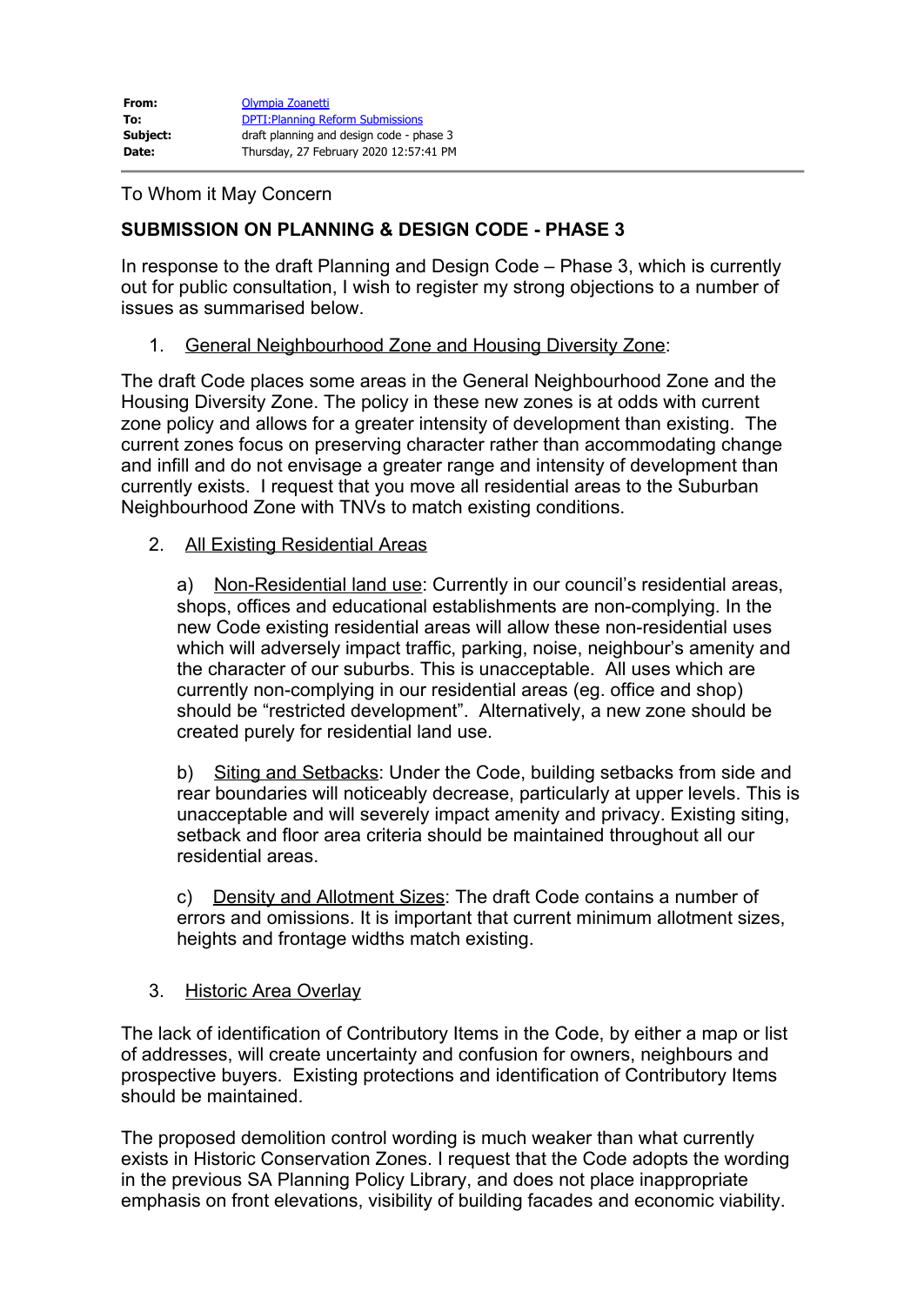| | |
|---|---|
| **From:** | Olympia Zoanetti |
| **To:** | DPTI:Planning Reform Submissions |
| **Subject:** | draft planning and design code - phase 3 |
| **Date:** | Thursday, 27 February 2020 12:57:41 PM |

To Whom it May Concern

**SUBMISSION ON PLANNING & DESIGN CODE - PHASE 3**

In response to the draft Planning and Design Code – Phase 3, which is currently out for public consultation, I wish to register my strong objections to a number of issues as summarised below.

1. General Neighbourhood Zone and Housing Diversity Zone:

The draft Code places some areas in the General Neighbourhood Zone and the Housing Diversity Zone. The policy in these new zones is at odds with current zone policy and allows for a greater intensity of development than existing. The current zones focus on preserving character rather than accommodating change and infill and do not envisage a greater range and intensity of development than currently exists. I request that you move all residential areas to the Suburban Neighbourhood Zone with TNVs to match existing conditions.

2. All Existing Residential Areas

   a) Non-Residential land use: Currently in our council's residential areas, shops, offices and educational establishments are non-complying. In the new Code existing residential areas will allow these non-residential uses which will adversely impact traffic, parking, noise, neighbour's amenity and the character of our suburbs. This is unacceptable. All uses which are currently non-complying in our residential areas (eg. office and shop) should be "restricted development". Alternatively, a new zone should be created purely for residential land use.

   b) Siting and Setbacks: Under the Code, building setbacks from side and rear boundaries will noticeably decrease, particularly at upper levels. This is unacceptable and will severely impact amenity and privacy. Existing siting, setback and floor area criteria should be maintained throughout all our residential areas.

   c) Density and Allotment Sizes: The draft Code contains a number of errors and omissions. It is important that current minimum allotment sizes, heights and frontage widths match existing.

3. Historic Area Overlay

The lack of identification of Contributory Items in the Code, by either a map or list of addresses, will create uncertainty and confusion for owners, neighbours and prospective buyers. Existing protections and identification of Contributory Items should be maintained.

The proposed demolition control wording is much weaker than what currently exists in Historic Conservation Zones. I request that the Code adopts the wording in the previous SA Planning Policy Library, and does not place inappropriate emphasis on front elevations, visibility of building facades and economic viability.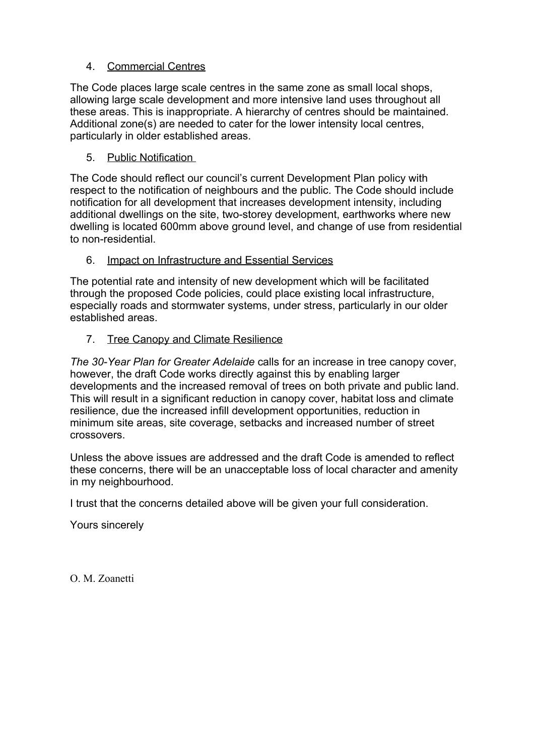4. Commercial Centres

The Code places large scale centres in the same zone as small local shops, allowing large scale development and more intensive land uses throughout all these areas. This is inappropriate. A hierarchy of centres should be maintained. Additional zone(s) are needed to cater for the lower intensity local centres, particularly in older established areas.

5. Public Notification

The Code should reflect our council's current Development Plan policy with respect to the notification of neighbours and the public. The Code should include notification for all development that increases development intensity, including additional dwellings on the site, two-storey development, earthworks where new dwelling is located 600mm above ground level, and change of use from residential to non-residential.

6. Impact on Infrastructure and Essential Services

The potential rate and intensity of new development which will be facilitated through the proposed Code policies, could place existing local infrastructure, especially roads and stormwater systems, under stress, particularly in our older established areas.

7. Tree Canopy and Climate Resilience

*The 30-Year Plan for Greater Adelaide* calls for an increase in tree canopy cover, however, the draft Code works directly against this by enabling larger developments and the increased removal of trees on both private and public land. This will result in a significant reduction in canopy cover, habitat loss and climate resilience, due the increased infill development opportunities, reduction in minimum site areas, site coverage, setbacks and increased number of street crossovers.

Unless the above issues are addressed and the draft Code is amended to reflect these concerns, there will be an unacceptable loss of local character and amenity in my neighbourhood.

I trust that the concerns detailed above will be given your full consideration.

Yours sincerely

O. M. Zoanetti